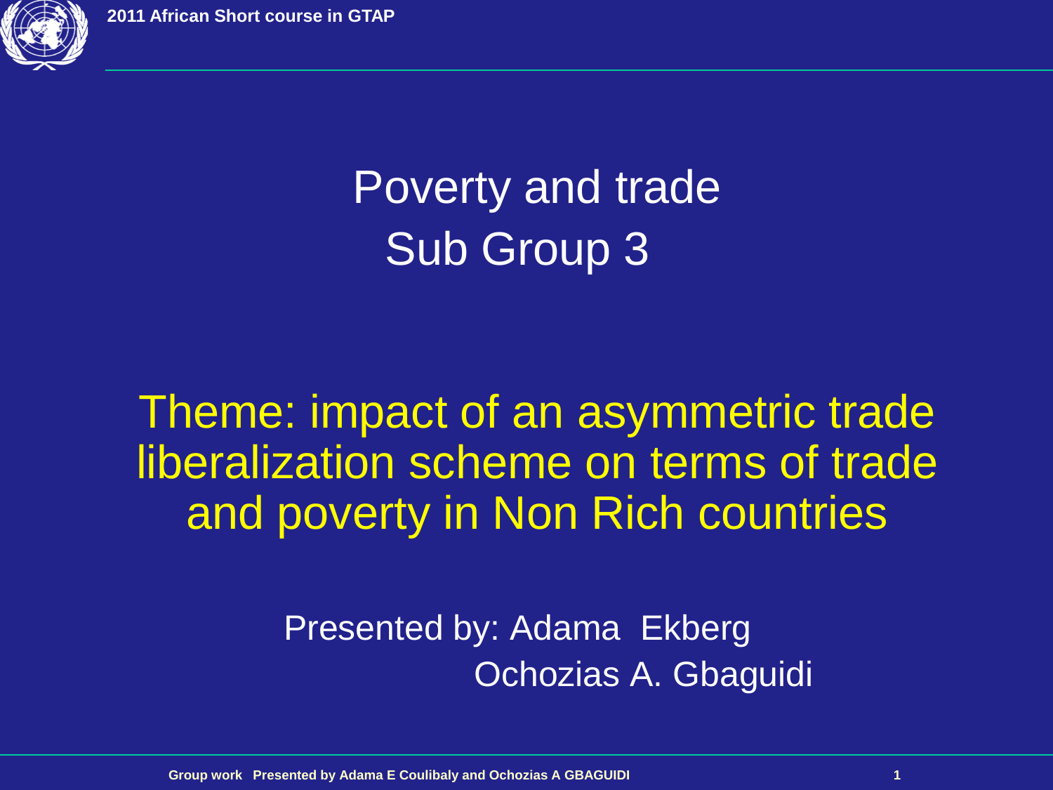# Poverty and trade
## Sub Group 3

**Theme: impact of an asymmetric trade liberalization scheme on terms of trade and poverty in Non Rich countries**

Presented by: Adama Ekberg
Ochozias A. Gbaguidi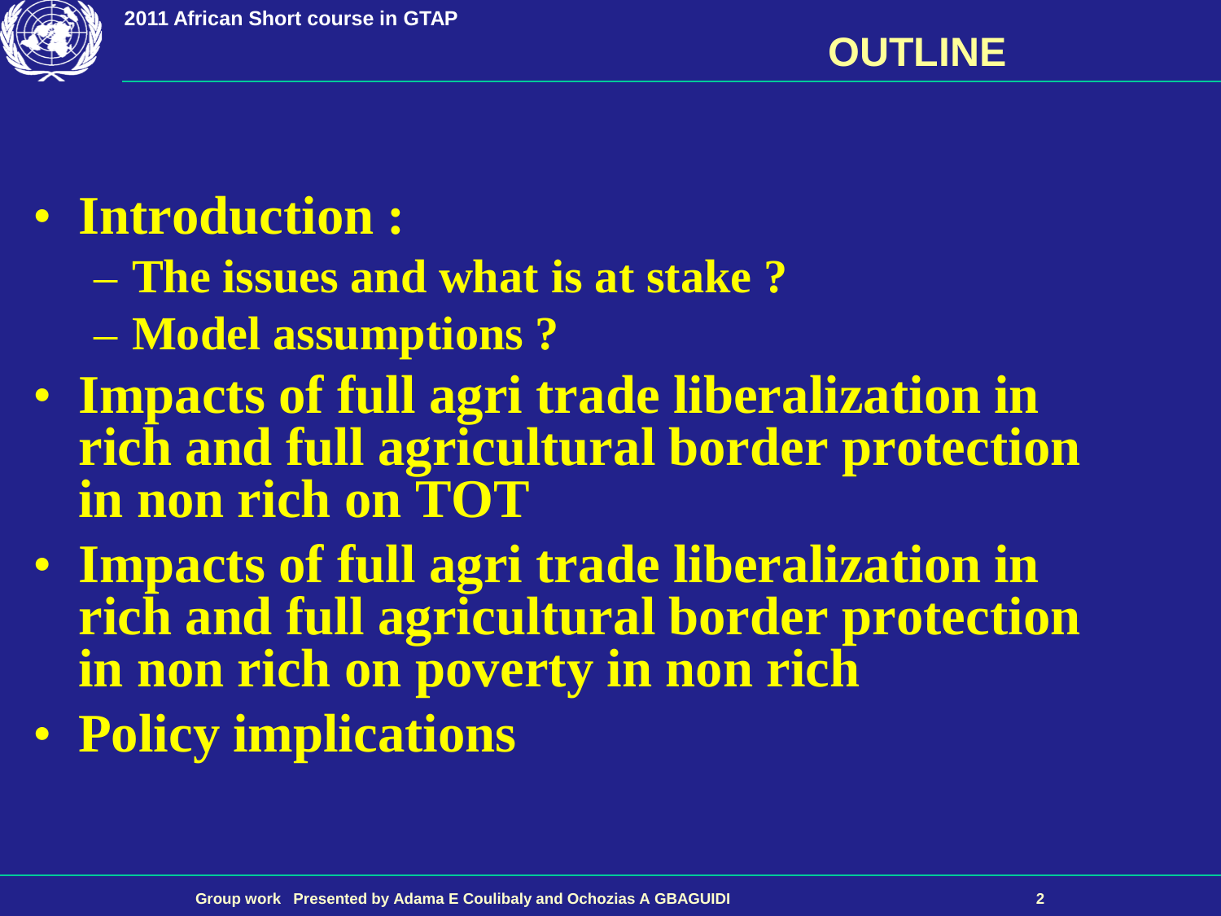# OUTLINE

- **Introduction :**
  - **The issues and what is at stake ?**
  - **Model assumptions ?**
- **Impacts of full agri trade liberalization in rich and full agricultural border protection in non rich on TOT**
- **Impacts of full agri trade liberalization in rich and full agricultural border protection in non rich on poverty in non rich**
- **Policy implications**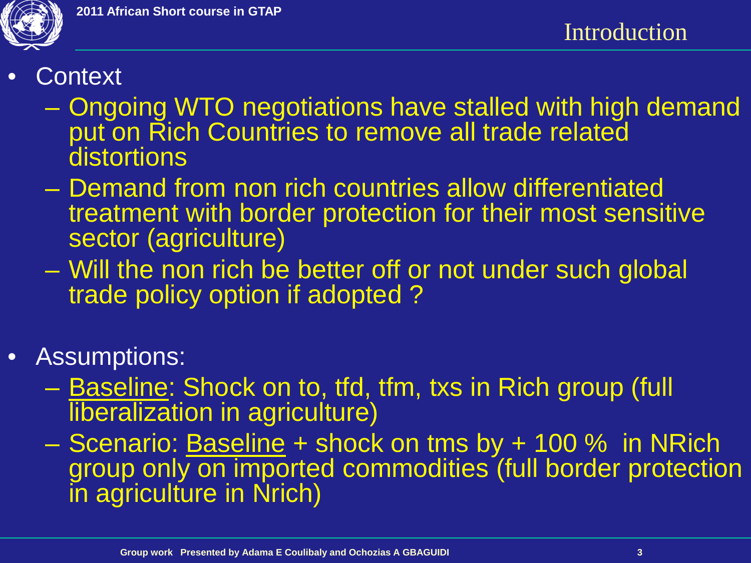## Introduction

- Context
  - Ongoing WTO negotiations have stalled with high demand put on Rich Countries to remove all trade related distortions
  - Demand from non rich countries allow differentiated treatment with border protection for their most sensitive sector (agriculture)
  - Will the non rich be better off or not under such global trade policy option if adopted ?
- Assumptions:
  - <u>Baseline</u>: Shock on to, tfd, tfm, txs in Rich group (full liberalization in agriculture)
  - Scenario: <u>Baseline</u> + shock on tms by + 100 % in NRich group only on imported commodities (full border protection in agriculture in Nrich)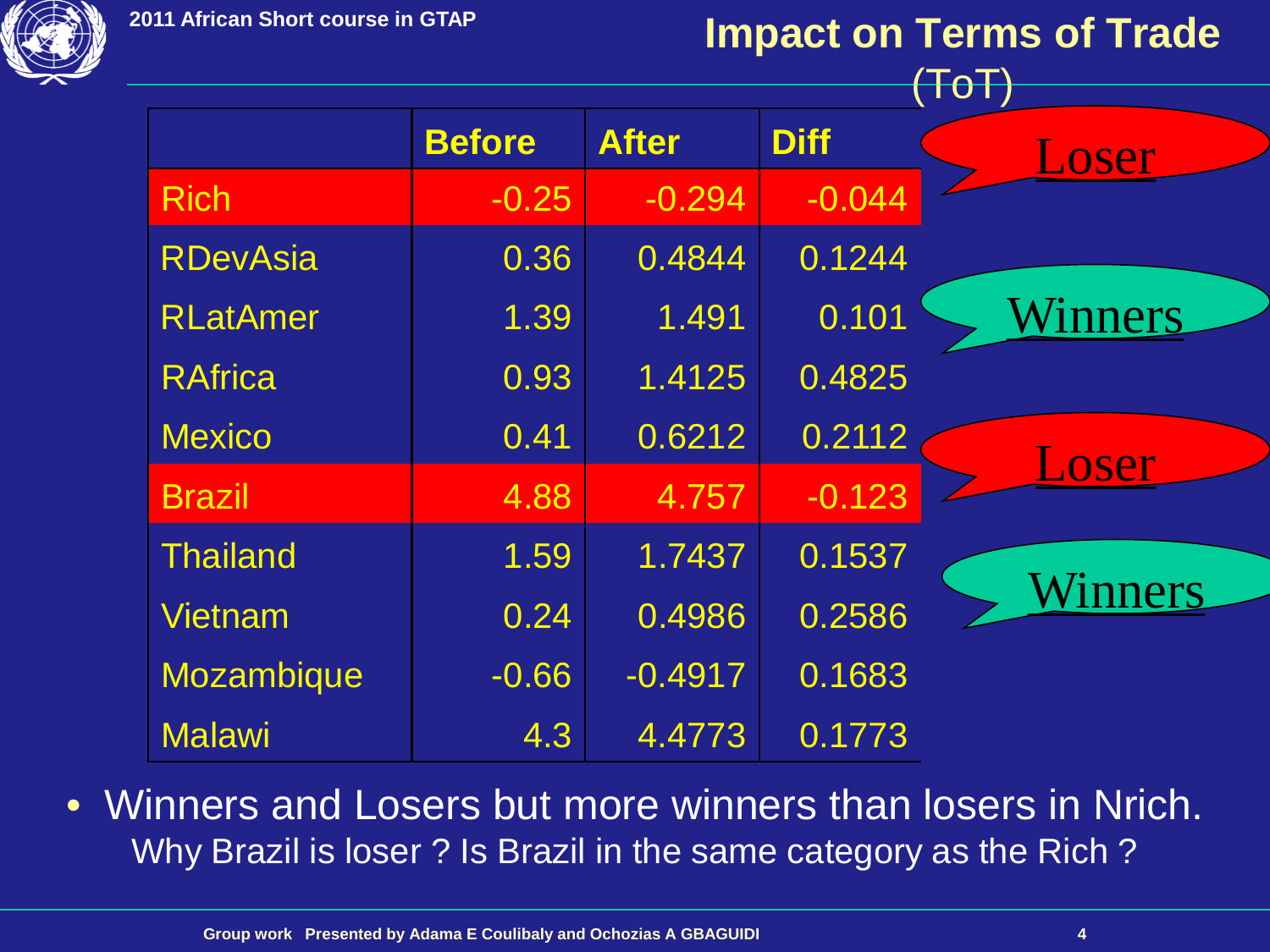# Impact on Terms of Trade (ToT)

| | Before | After | Diff |
|---|---|---|---|
| Rich | -0.25 | -0.294 | -0.044 |
| RDevAsia | 0.36 | 0.4844 | 0.1244 |
| RLatAmer | 1.39 | 1.491 | 0.101 |
| RAfrica | 0.93 | 1.4125 | 0.4825 |
| Mexico | 0.41 | 0.6212 | 0.2112 |
| Brazil | 4.88 | 4.757 | -0.123 |
| Thailand | 1.59 | 1.7437 | 0.1537 |
| Vietnam | 0.24 | 0.4986 | 0.2586 |
| Mozambique | -0.66 | -0.4917 | 0.1683 |
| Malawi | 4.3 | 4.4773 | 0.1773 |

Loser

Winners

Loser

Winners

- Winners and Losers but more winners than losers in Nrich.
  Why Brazil is loser ? Is Brazil in the same category as the Rich ?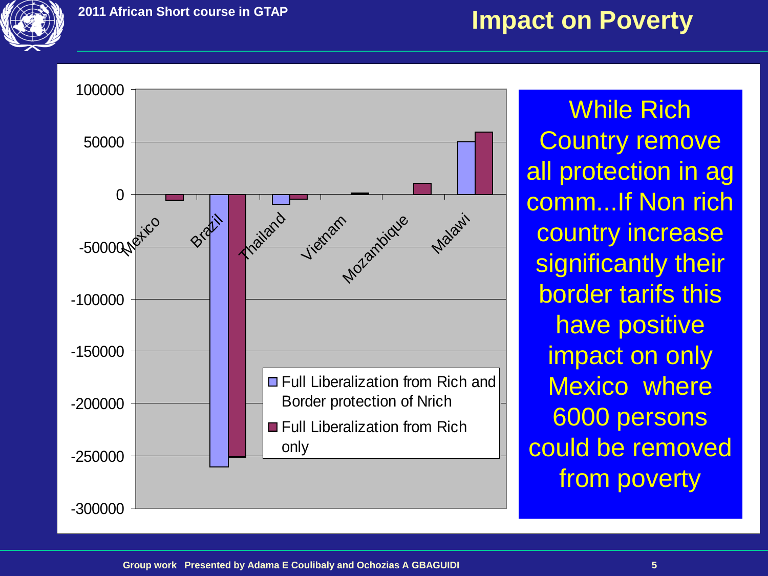# Impact on Poverty

Full Liberalization from Rich and Border protection of Nrich

Full Liberalization from Rich only

Mexico, Brazil, Thailand, Vietnam, Mozambique, Malawi

100000, 50000, 0, -50000, -100000, -150000, -200000, -250000, -300000

While Rich Country remove all protection in ag comm...If Non rich country increase significantly their border tarifs this have positive impact on only Mexico where 6000 persons could be removed from poverty

Group work Presented by Adama E Coulibaly and Ochozias A GBAGUIDI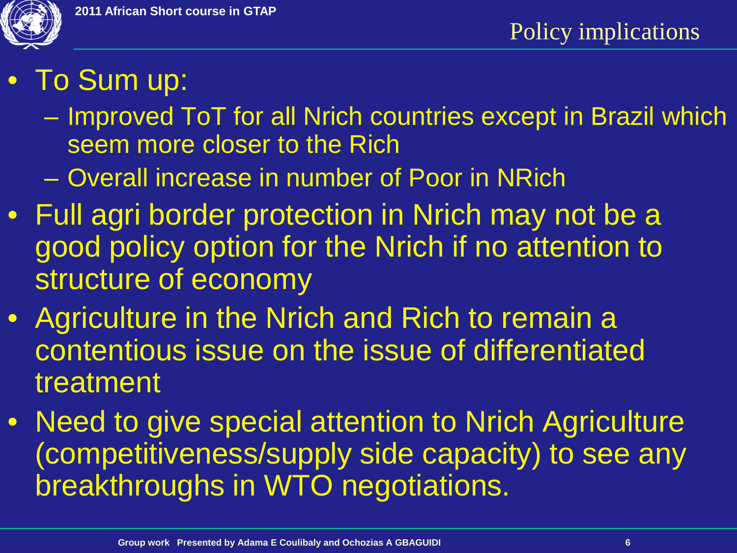## Policy implications

- To Sum up:
  - Improved ToT for all Nrich countries except in Brazil which seem more closer to the Rich
  - Overall increase in number of Poor in NRich
- Full agri border protection in Nrich may not be a good policy option for the Nrich if no attention to structure of economy
- Agriculture in the Nrich and Rich to remain a contentious issue on the issue of differentiated treatment
- Need to give special attention to Nrich Agriculture (competitiveness/supply side capacity) to see any breakthroughs in WTO negotiations.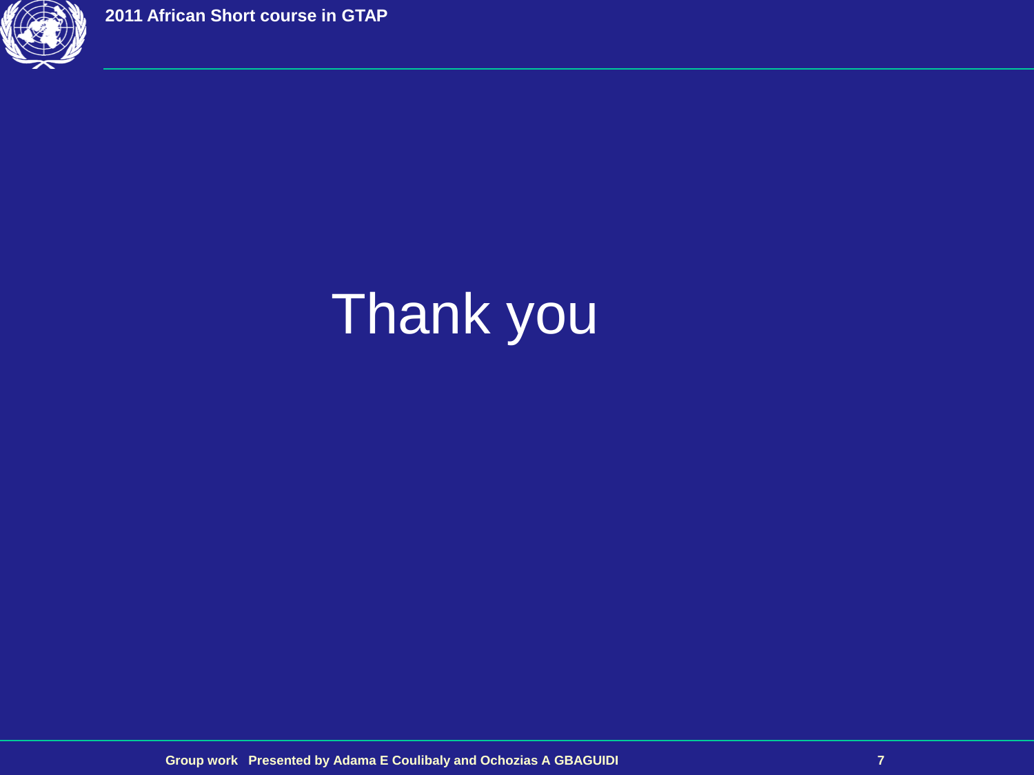Thank you